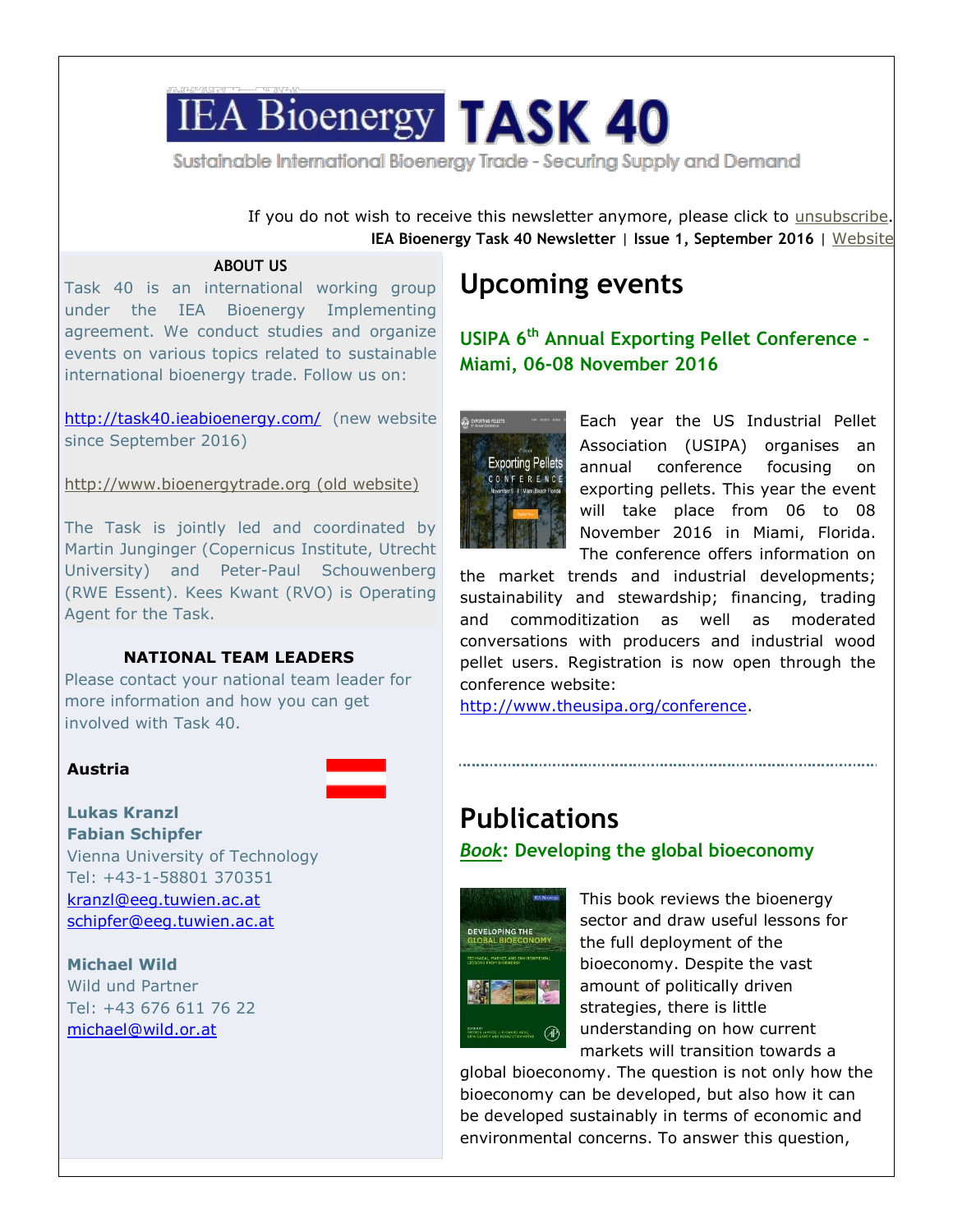# IEA Bioenergy TASK 40

Sustainable International Bioenergy Trade - Securing Supply and Demand

If you do not wish to receive this newsletter anymore, please click to unsubscribe.

**IEA Bioenergy Task 40 Newsletter | Issue 1, September 2016 |** Website

**ABOUT US**

Task 40 is an international working group under the IEA Bioenergy Implementing agreement. We conduct studies and organize events on various topics related to sustainable international bioenergy trade. Follow us on:

http://task40.ieabioenergy.com/ (new website since September 2016)

http://www.bioenergytrade.org (old website)

The Task is jointly led and coordinated by Martin Junginger (Copernicus Institute, Utrecht University) and Peter-Paul Schouwenberg (RWE Essent). Kees Kwant (RVO) is Operating Agent for the Task.

**NATIONAL TEAM LEADERS**

Please contact your national team leader for more information and how you can get involved with Task 40.

**Austria**

**Lukas Kranzl**
**Fabian Schipfer**
Vienna University of Technology
Tel: +43-1-58801 370351
kranzl@eeg.tuwien.ac.at
schipfer@eeg.tuwien.ac.at

**Michael Wild**
Wild und Partner
Tel: +43 676 611 76 22
michael@wild.or.at

## Upcoming events

### USIPA 6th Annual Exporting Pellet Conference - Miami, 06-08 November 2016

Each year the US Industrial Pellet Association (USIPA) organises an annual conference focusing on exporting pellets. This year the event will take place from 06 to 08 November 2016 in Miami, Florida. The conference offers information on the market trends and industrial developments; sustainability and stewardship; financing, trading and commoditization as well as moderated conversations with producers and industrial wood pellet users. Registration is now open through the conference website: http://www.theusipa.org/conference.

## Publications

### *Book*: Developing the global bioeconomy

This book reviews the bioenergy sector and draw useful lessons for the full deployment of the bioeconomy. Despite the vast amount of politically driven strategies, there is little understanding on how current markets will transition towards a global bioeconomy. The question is not only how the bioeconomy can be developed, but also how it can be developed sustainably in terms of economic and environmental concerns. To answer this question,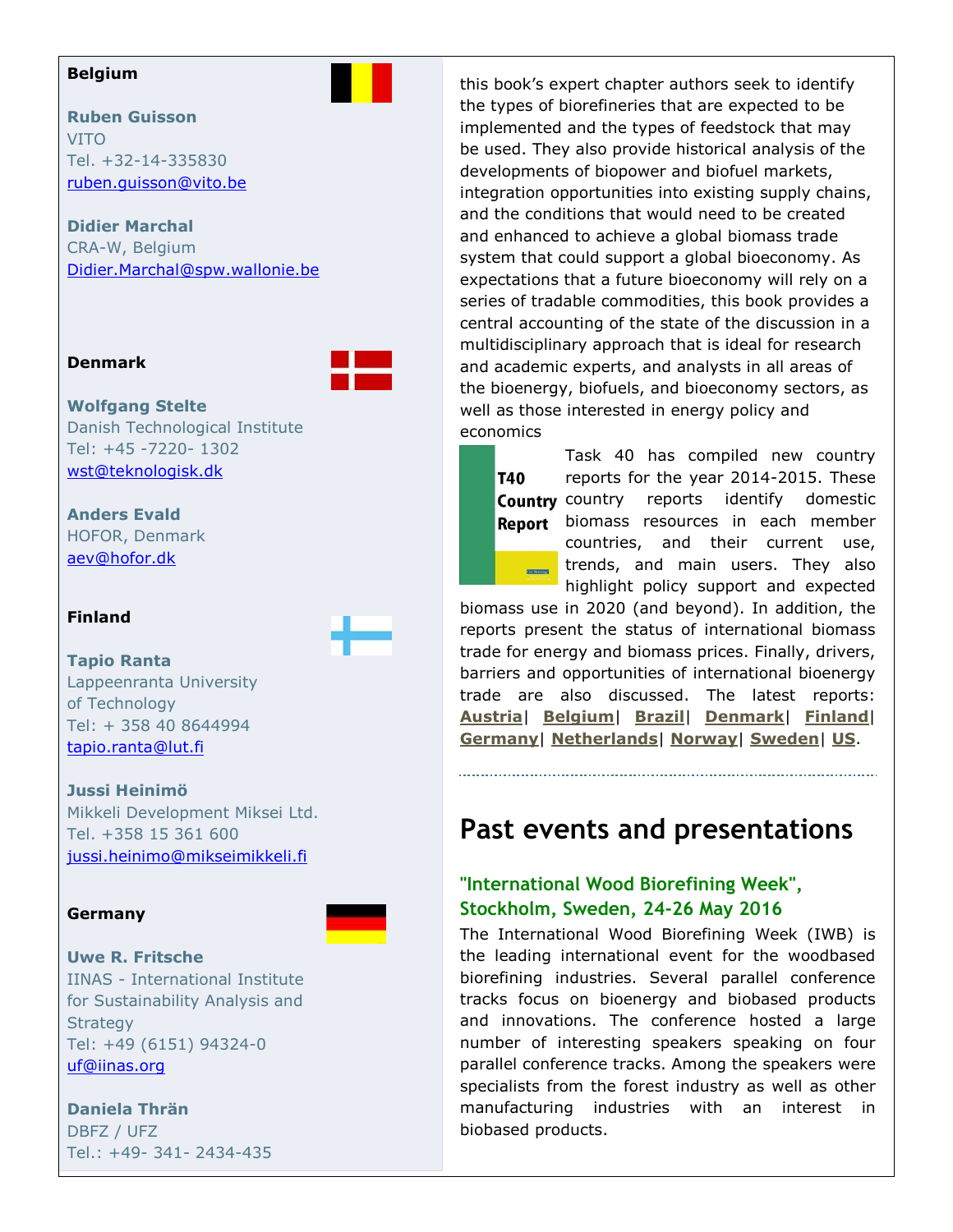**Belgium**

**Ruben Guisson**
VITO
Tel. +32-14-335830
ruben.guisson@vito.be

**Didier Marchal**
CRA-W, Belgium
Didier.Marchal@spw.wallonie.be

**Denmark**

**Wolfgang Stelte**
Danish Technological Institute
Tel: +45 -7220- 1302
wst@teknologisk.dk

**Anders Evald**
HOFOR, Denmark
aev@hofor.dk

**Finland**

**Tapio Ranta**
Lappeenranta University of Technology
Tel: + 358 40 8644994
tapio.ranta@lut.fi

**Jussi Heinimö**
Mikkeli Development Miksei Ltd.
Tel. +358 15 361 600
jussi.heinimo@mikseimikkeli.fi

**Germany**

**Uwe R. Fritsche**
IINAS - International Institute for Sustainability Analysis and Strategy
Tel: +49 (6151) 94324-0
uf@iinas.org

**Daniela Thrän**
DBFZ / UFZ
Tel.: +49- 341- 2434-435

this book's expert chapter authors seek to identify the types of biorefineries that are expected to be implemented and the types of feedstock that may be used. They also provide historical analysis of the developments of biopower and biofuel markets, integration opportunities into existing supply chains, and the conditions that would need to be created and enhanced to achieve a global biomass trade system that could support a global bioeconomy. As expectations that a future bioeconomy will rely on a series of tradable commodities, this book provides a central accounting of the state of the discussion in a multidisciplinary approach that is ideal for research and academic experts, and analysts in all areas of the bioenergy, biofuels, and bioeconomy sectors, as well as those interested in energy policy and economics

T40 Country Report

Task 40 has compiled new country reports for the year 2014-2015. These country reports identify domestic biomass resources in each member countries, and their current use, trends, and main users. They also highlight policy support and expected biomass use in 2020 (and beyond). In addition, the reports present the status of international biomass trade for energy and biomass prices. Finally, drivers, barriers and opportunities of international bioenergy trade are also discussed. The latest reports: **Austria**| **Belgium**| **Brazil**| **Denmark**| **Finland**| **Germany**| **Netherlands**| **Norway**| **Sweden**| **US**.

# Past events and presentations

### "International Wood Biorefining Week", Stockholm, Sweden, 24-26 May 2016

The International Wood Biorefining Week (IWB) is the leading international event for the woodbased biorefining industries. Several parallel conference tracks focus on bioenergy and biobased products and innovations. The conference hosted a large number of interesting speakers speaking on four parallel conference tracks. Among the speakers were specialists from the forest industry as well as other manufacturing industries with an interest in biobased products.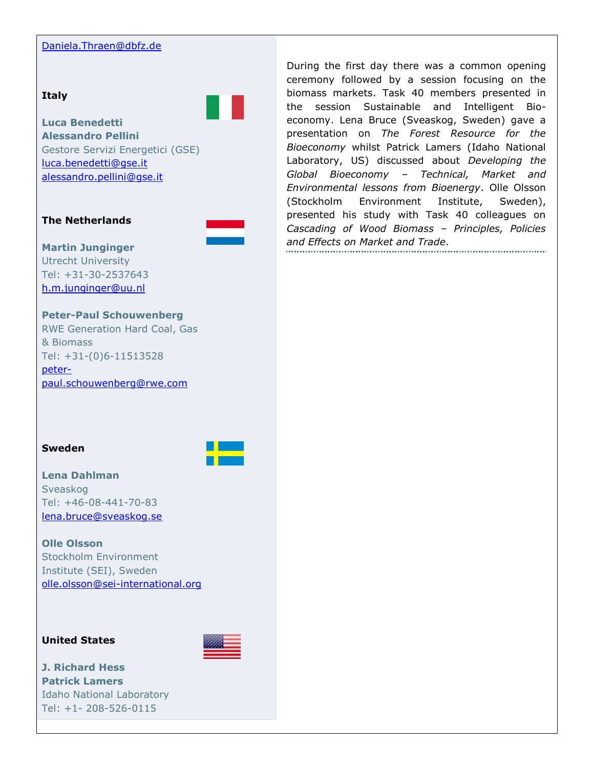Daniela.Thraen@dbfz.de

**Italy**

**Luca Benedetti**
**Alessandro Pellini**
Gestore Servizi Energetici (GSE)
luca.benedetti@gse.it
alessandro.pellini@gse.it

**The Netherlands**

**Martin Junginger**
Utrecht University
Tel: +31-30-2537643
h.m.junginger@uu.nl

**Peter-Paul Schouwenberg**
RWE Generation Hard Coal, Gas & Biomass
Tel: +31-(0)6-11513528
peter-paul.schouwenberg@rwe.com

**Sweden**

**Lena Dahlman**
Sveaskog
Tel: +46-08-441-70-83
lena.bruce@sveaskog.se

**Olle Olsson**
Stockholm Environment Institute (SEI), Sweden
olle.olsson@sei-international.org

**United States**

**J. Richard Hess**
**Patrick Lamers**
Idaho National Laboratory
Tel: +1- 208-526-0115

During the first day there was a common opening ceremony followed by a session focusing on the biomass markets. Task 40 members presented in the session Sustainable and Intelligent Bio-economy. Lena Bruce (Sveaskog, Sweden) gave a presentation on *The Forest Resource for the Bioeconomy* whilst Patrick Lamers (Idaho National Laboratory, US) discussed about *Developing the Global Bioeconomy – Technical, Market and Environmental lessons from Bioenergy*. Olle Olsson (Stockholm Environment Institute, Sweden), presented his study with Task 40 colleagues on *Cascading of Wood Biomass – Principles, Policies and Effects on Market and Trade*.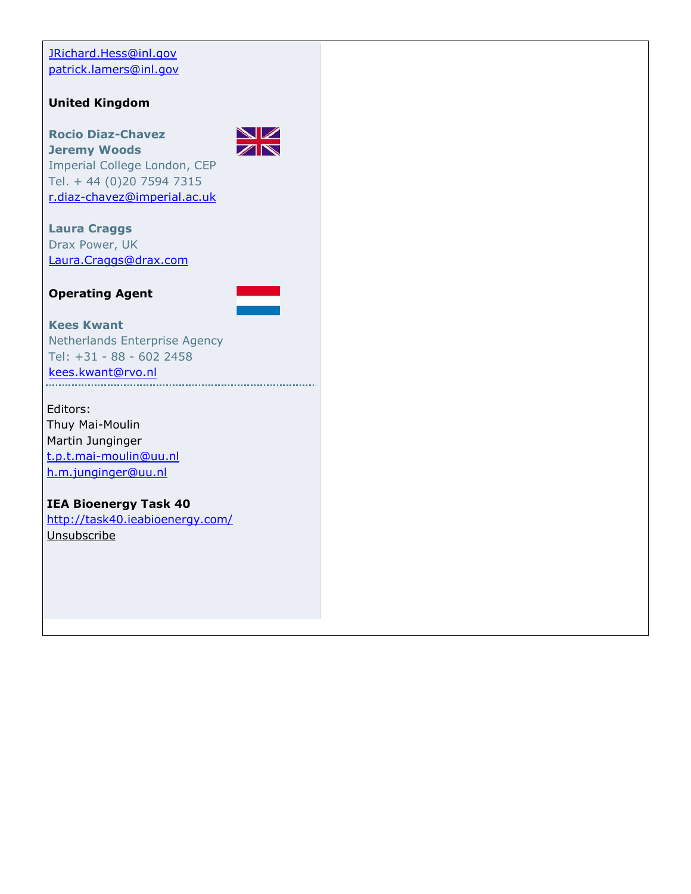JRichard.Hess@inl.gov
patrick.lamers@inl.gov

**United Kingdom**

**Rocio Diaz-Chavez**
**Jeremy Woods**
Imperial College London, CEP
Tel. + 44 (0)20 7594 7315
r.diaz-chavez@imperial.ac.uk

**Laura Craggs**
Drax Power, UK
Laura.Craggs@drax.com

**Operating Agent**

**Kees Kwant**
Netherlands Enterprise Agency
Tel: +31 - 88 - 602 2458
kees.kwant@rvo.nl

---

Editors:
Thuy Mai-Moulin
Martin Junginger
t.p.t.mai-moulin@uu.nl
h.m.junginger@uu.nl

**IEA Bioenergy Task 40**
http://task40.ieabioenergy.com/
Unsubscribe